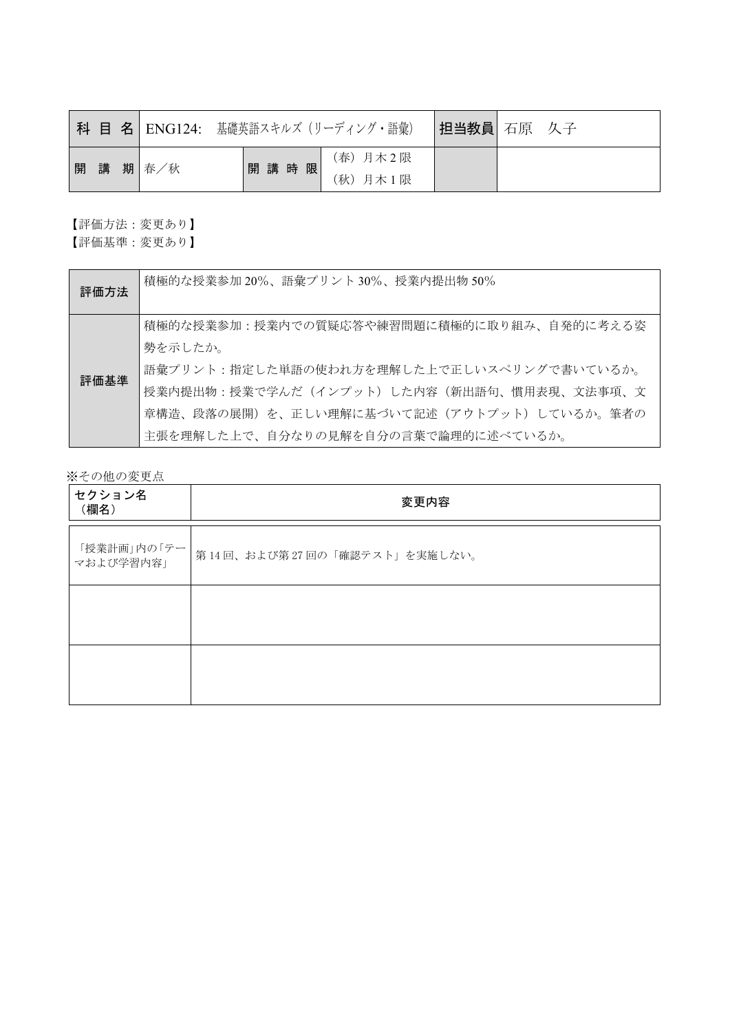| 科 目 名 | ENG124:　基礎英語スキルズ（リーディング・語彙） | | | 担当教員 | 石原　久子 |
|---|---|---|---|---|---|
| 開 講 期 | 春／秋 | 開 講 時 限 | （春）月木 2 限<br>（秋）月木 1 限 | | |

【評価方法：変更あり】
【評価基準：変更あり】

| 評価方法 | 積極的な授業参加 20%、語彙プリント 30%、授業内提出物 50% |
|---|---|
| 評価基準 | 積極的な授業参加：授業内での質疑応答や練習問題に積極的に取り組み、自発的に考える姿勢を示したか。<br>語彙プリント：指定した単語の使われ方を理解した上で正しいスペリングで書いているか。<br>授業内提出物：授業で学んだ（インプット）した内容（新出語句、慣用表現、文法事項、文章構造、段落の展開）を、正しい理解に基づいて記述（アウトプット）しているか。筆者の主張を理解した上で、自分なりの見解を自分の言葉で論理的に述べているか。 |

※その他の変更点

| セクション名（欄名） | 変更内容 |
|---|---|
| 「授業計画」内の「テーマおよび学習内容」 | 第 14 回、および第 27 回の「確認テスト」を実施しない。 |
| | |
| | |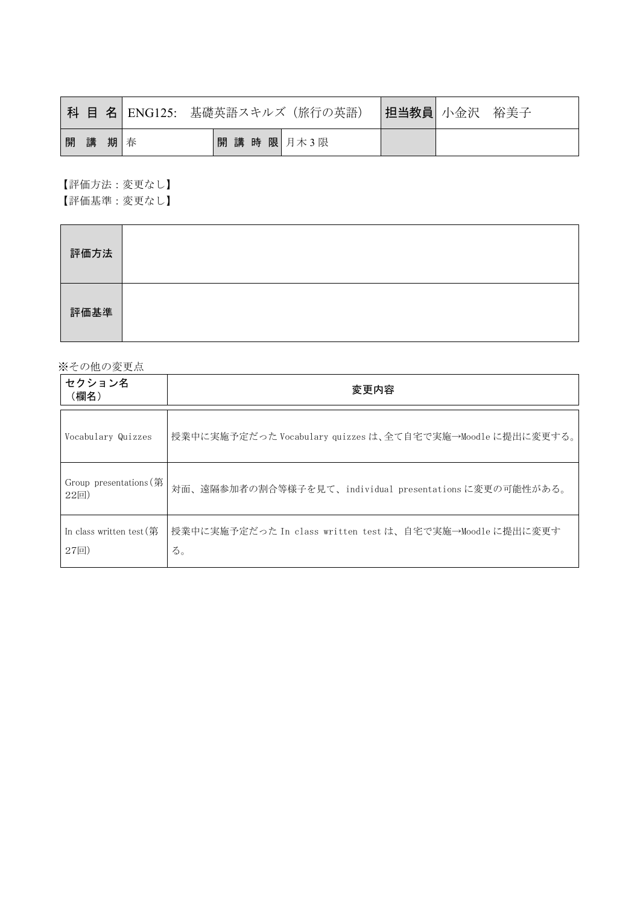| 科目名 | ENG125: 基礎英語スキルズ（旅行の英語） | | | 担当教員 | 小金沢　裕美子 |
|---|---|---|---|---|---|
| 開講期 | 春 | 開講時限 | 月木 3 限 | | |

【評価方法：変更なし】
【評価基準：変更なし】

| 評価方法 | |
|---|---|
| 評価基準 | |

※その他の変更点

| セクション名（欄名） | 変更内容 |
|---|---|
| Vocabulary Quizzes | 授業中に実施予定だった Vocabulary quizzes は、全て自宅で実施→Moodle に提出に変更する。 |
| Group presentations（第22回） | 対面、遠隔参加者の割合等様子を見て、individual presentations に変更の可能性がある。 |
| In class written test（第27回） | 授業中に実施予定だった In class written test は、自宅で実施→Moodle に提出に変更する。 |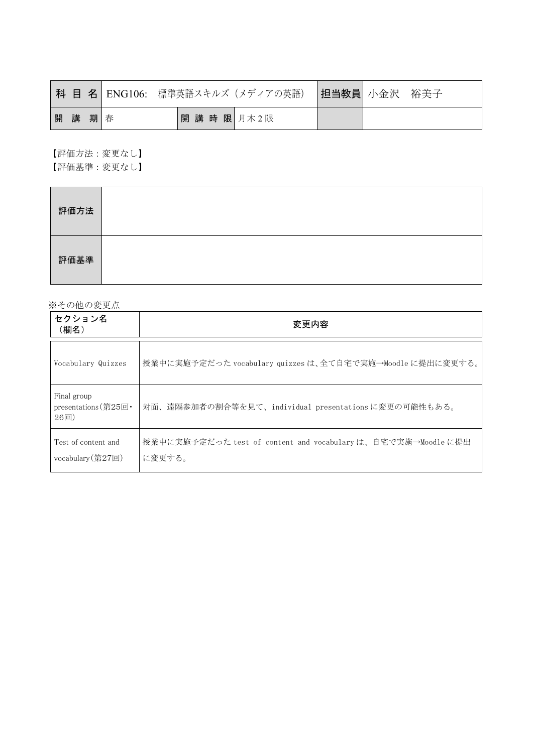| 科目名 | ENG106: 標準英語スキルズ（メディアの英語） | | | 担当教員 | 小金沢　裕美子 |
| --- | --- | --- | --- | --- | --- |
| 開講期 | 春 | 開講時限 | 月木２限 | | |

【評価方法：変更なし】
【評価基準：変更なし】

| 評価方法 | |
| --- | --- |
| 評価基準 | |

※その他の変更点

| セクション名（欄名） | 変更内容 |
| --- | --- |
| Vocabulary Quizzes | 授業中に実施予定だった vocabulary quizzes は、全て自宅で実施→Moodle に提出に変更する。 |
| Final group presentations（第25回・26回） | 対面、遠隔参加者の割合等を見て、individual presentations に変更の可能性もある。 |
| Test of content and vocabulary（第27回） | 授業中に実施予定だった test of content and vocabulary は、自宅で実施→Moodle に提出に変更する。 |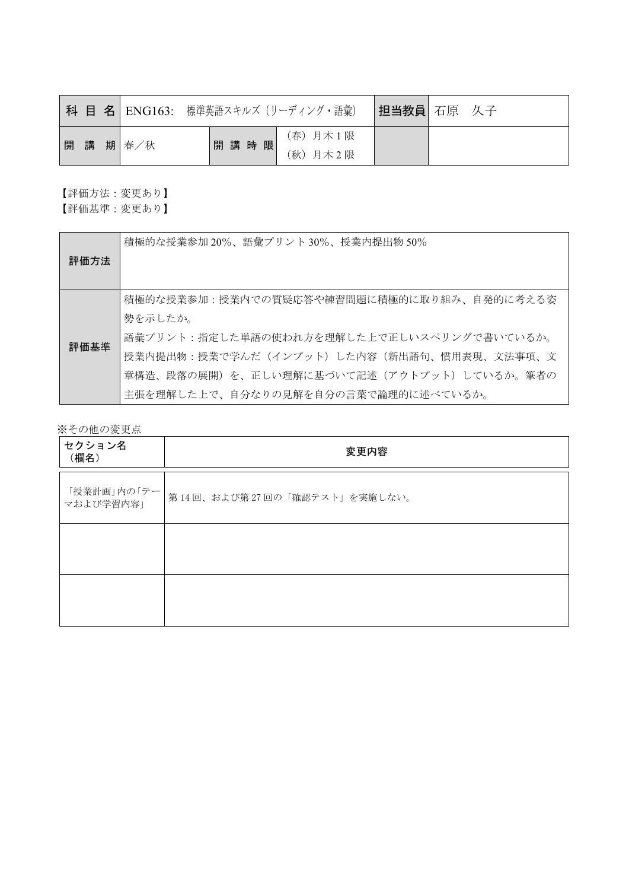| 科 目 名 | ENG163: 標準英語スキルズ（リーディング・語彙） | | | 担当教員 | 石原 久子 |
|---|---|---|---|---|---|
| 開 講 期 | 春／秋 | 開 講 時 限 | （春）月木 1 限<br>（秋）月木 2 限 | | |

【評価方法：変更あり】
【評価基準：変更あり】

| | |
|---|---|
| 評価方法 | 積極的な授業参加 20%、語彙プリント 30%、授業内提出物 50% |
| 評価基準 | 積極的な授業参加：授業内での質疑応答や練習問題に積極的に取り組み、自発的に考える姿勢を示したか。<br>語彙プリント：指定した単語の使われ方を理解した上で正しいスペリングで書いているか。<br>授業内提出物：授業で学んだ（インプット）した内容（新出語句、慣用表現、文法事項、文章構造、段落の展開）を、正しい理解に基づいて記述（アウトプット）しているか。筆者の主張を理解した上で、自分なりの見解を自分の言葉で論理的に述べているか。 |

※その他の変更点

| セクション名（欄名） | 変更内容 |
|---|---|
| 「授業計画」内の「テーマおよび学習内容」 | 第 14 回、および第 27 回の「確認テスト」を実施しない。 |
| | |
| | |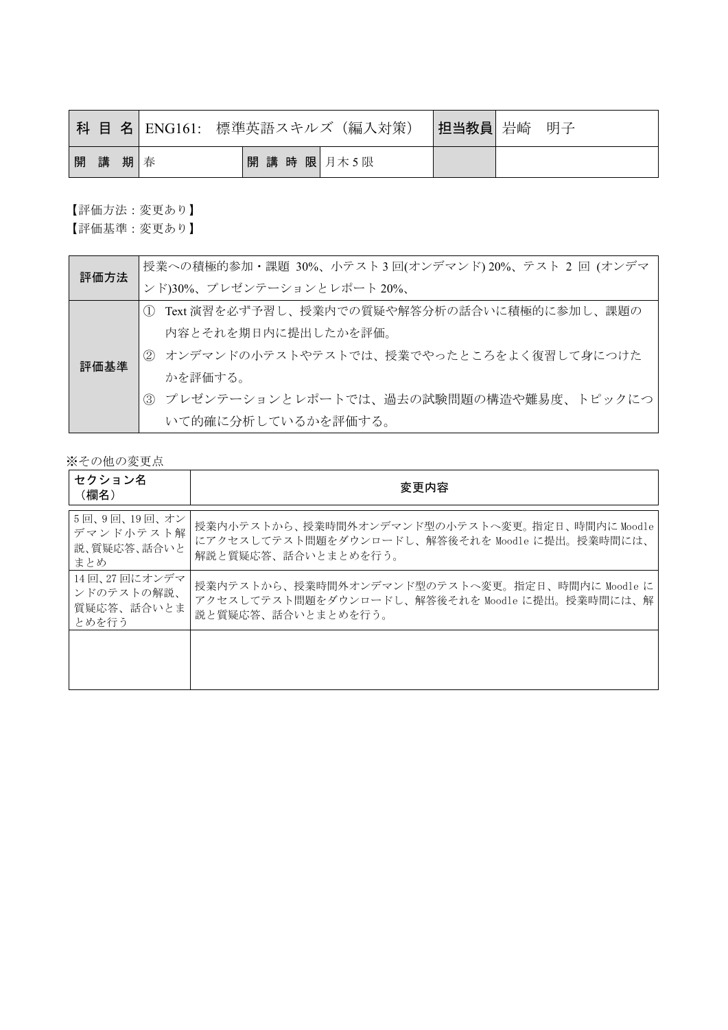| 科 目 名 | ENG161: 標準英語スキルズ（編入対策） | | | 担当教員 | 岩崎　明子 |
|---|---|---|---|---|---|
| 開 講 期 | 春 | 開 講 時 限 | 月木5限 | | |

【評価方法：変更あり】
【評価基準：変更あり】

| 評価方法 | 授業への積極的参加・課題 30%、小テスト3回(オンデマンド) 20%、テスト 2 回 (オンデマンド)30%、プレゼンテーションとレポート 20%、 |
|---|---|
| 評価基準 | ① Text 演習を必ず予習し、授業内での質疑や解答分析の話合いに積極的に参加し、課題の内容とそれを期日内に提出したかを評価。<br>② オンデマンドの小テストやテストでは、授業でやったところをよく復習して身につけたかを評価する。<br>③ プレゼンテーションとレポートでは、過去の試験問題の構造や難易度、トピックについて的確に分析しているかを評価する。 |

※その他の変更点

| セクション名（欄名） | 変更内容 |
|---|---|
| 5回、9回、19回、オンデマンド小テスト解説、質疑応答、話合いとまとめ | 授業内小テストから、授業時間外オンデマンド型の小テストへ変更。指定日、時間内に Moodle にアクセスしてテスト問題をダウンロードし、解答後それを Moodle に提出。授業時間には、解説と質疑応答、話合いとまとめを行う。 |
| 14回、27回にオンデマンドのテストの解説、質疑応答、話合いとまとめを行う | 授業内テストから、授業時間外オンデマンド型のテストへ変更。指定日、時間内に Moodle にアクセスしてテスト問題をダウンロードし、解答後これを Moodle に提出。授業時間には、解説と質疑応答、話合いとまとめを行う。 |
| | |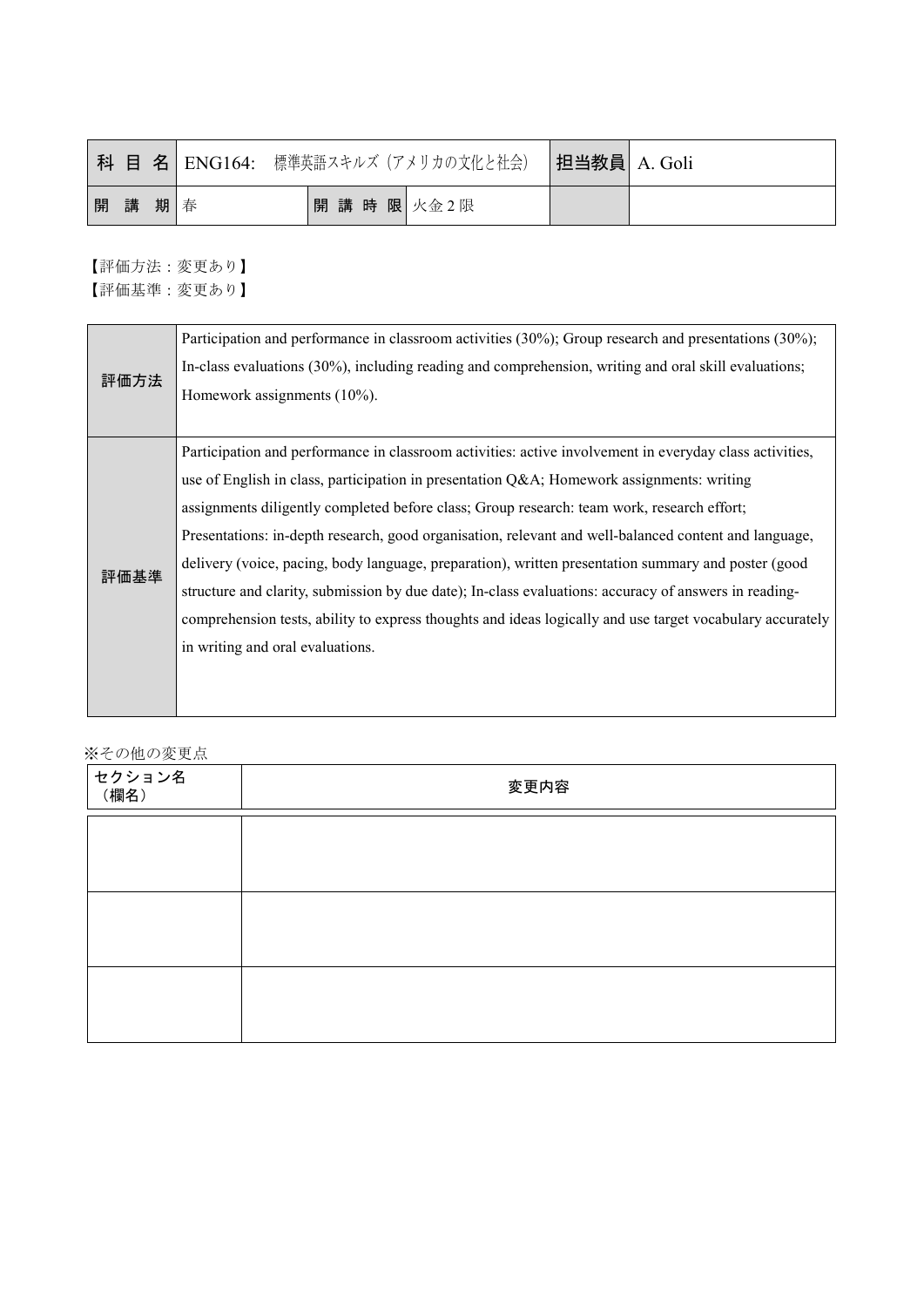| 科目名 | ENG164:　標準英語スキルズ（アメリカの文化と社会） | | | 担当教員 | A. Goli |
|---|---|---|---|---|---|
| 開講期 | 春 | 開講時限 | 火金2限 | | |

【評価方法：変更あり】
【評価基準：変更あり】

| | |
|---|---|
| 評価方法 | Participation and performance in classroom activities (30%); Group research and presentations (30%); In-class evaluations (30%), including reading and comprehension, writing and oral skill evaluations; Homework assignments (10%). |
| 評価基準 | Participation and performance in classroom activities: active involvement in everyday class activities, use of English in class, participation in presentation Q&A; Homework assignments: writing assignments diligently completed before class; Group research: team work, research effort; Presentations: in-depth research, good organisation, relevant and well-balanced content and language, delivery (voice, pacing, body language, preparation), written presentation summary and poster (good structure and clarity, submission by due date); In-class evaluations: accuracy of answers in reading-comprehension tests, ability to express thoughts and ideas logically and use target vocabulary accurately in writing and oral evaluations. |

※その他の変更点

| セクション名（欄名） | 変更内容 |
|---|---|
| | |
| | |
| | |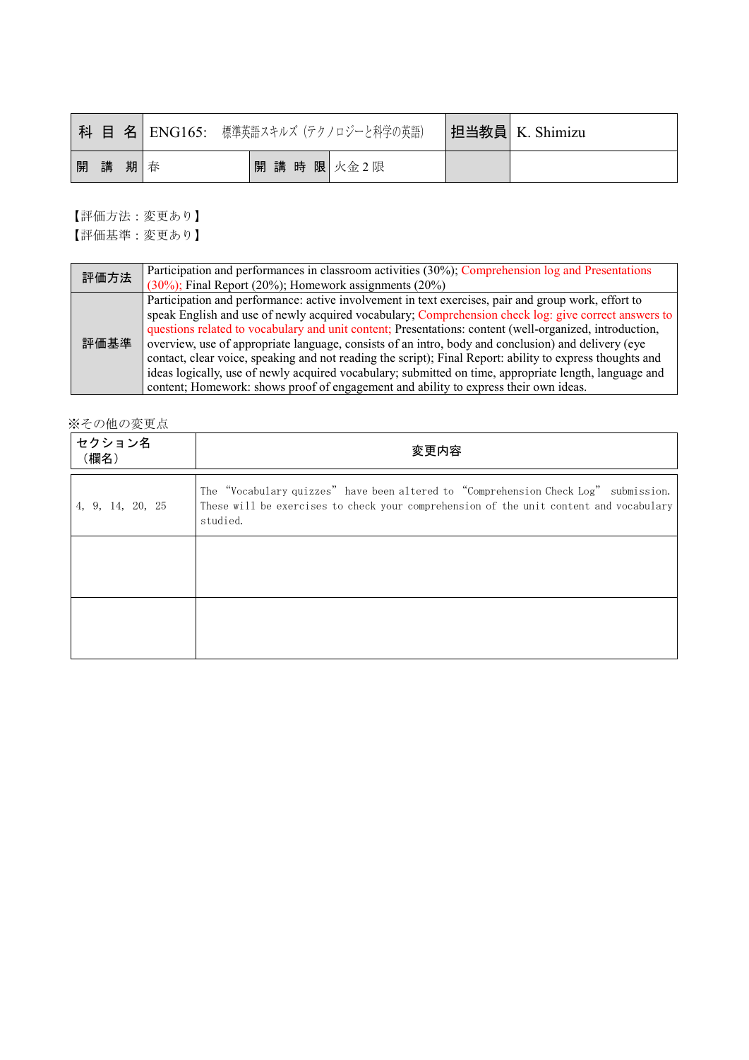| 科 目 名 | ENG165: 標準英語スキルズ（テクノロジーと科学の英語） | | | 担当教員 | K. Shimizu |
|---|---|---|---|---|---|
| 開 講 期 | 春 | 開 講 時 限 | 火金 2 限 | | |

【評価方法：変更あり】
【評価基準：変更あり】

| 評価方法 | Participation and performances in classroom activities (30%); Comprehension log and Presentations (30%); Final Report (20%); Homework assignments (20%) |
|---|---|
| 評価基準 | Participation and performance: active involvement in text exercises, pair and group work, effort to speak English and use of newly acquired vocabulary; Comprehension check log: give correct answers to questions related to vocabulary and unit content; Presentations: content (well-organized, introduction, overview, use of appropriate language, consists of an intro, body and conclusion) and delivery (eye contact, clear voice, speaking and not reading the script); Final Report: ability to express thoughts and ideas logically, use of newly acquired vocabulary; submitted on time, appropriate length, language and content; Homework: shows proof of engagement and ability to express their own ideas. |

※その他の変更点

| セクション名（欄名） | 変更内容 |
|---|---|
| 4, 9, 14, 20, 25 | The "Vocabulary quizzes" have been altered to "Comprehension Check Log" submission. These will be exercises to check your comprehension of the unit content and vocabulary studied. |
| | |
| | |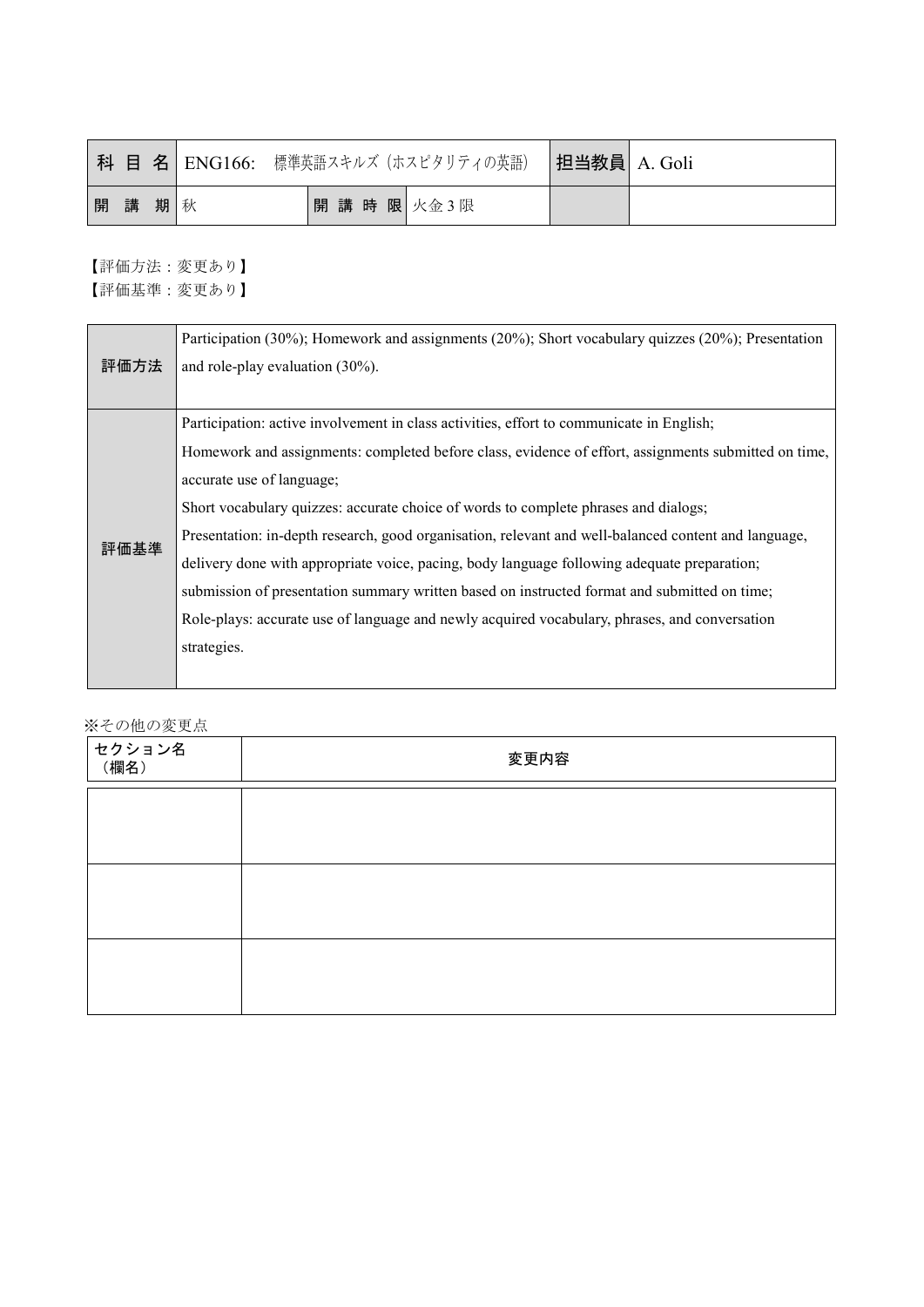| 科目名 | ENG166: 標準英語スキルズ（ホスピタリティの英語） | | | 担当教員 | A. Goli |
|---|---|---|---|---|---|
| 開講期 | 秋 | 開講時限 | 火金3限 | | |

【評価方法：変更あり】
【評価基準：変更あり】

| | |
|---|---|
| 評価方法 | Participation (30%); Homework and assignments (20%); Short vocabulary quizzes (20%); Presentation and role-play evaluation (30%). |
| 評価基準 | Participation: active involvement in class activities, effort to communicate in English;<br>Homework and assignments: completed before class, evidence of effort, assignments submitted on time, accurate use of language;<br>Short vocabulary quizzes: accurate choice of words to complete phrases and dialogs;<br>Presentation: in-depth research, good organisation, relevant and well-balanced content and language, delivery done with appropriate voice, pacing, body language following adequate preparation; submission of presentation summary written based on instructed format and submitted on time;<br>Role-plays: accurate use of language and newly acquired vocabulary, phrases, and conversation strategies. |

※その他の変更点

| セクション名（欄名） | 変更内容 |
|---|---|
| | |
| | |
| | |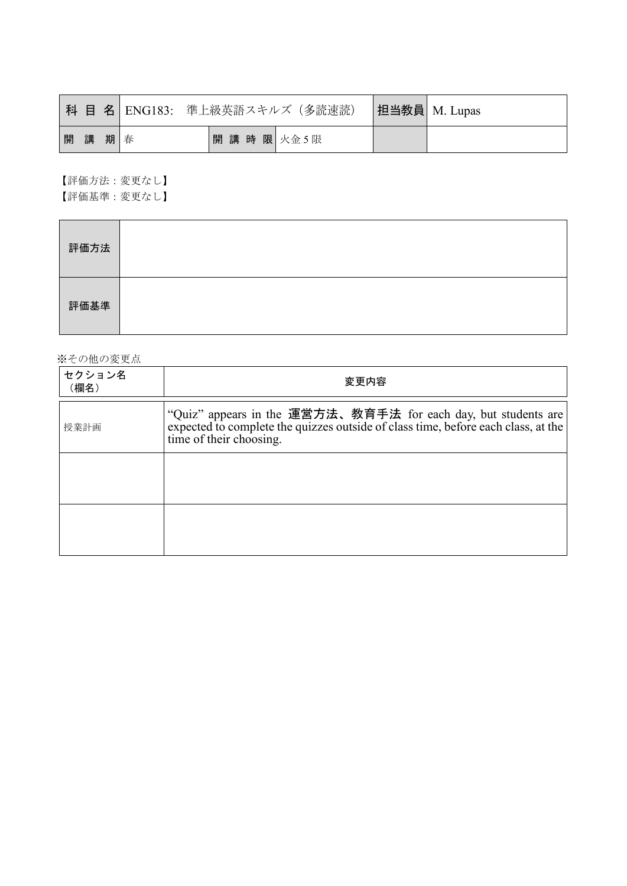| 科 目 名 | ENG183: 準上級英語スキルズ（多読速読） | | | 担当教員 | M. Lupas |
|---|---|---|---|---|---|
| 開 講 期 | 春 | 開 講 時 限 | 火金 5 限 | | |

【評価方法：変更なし】
【評価基準：変更なし】

| 評価方法 | |
|---|---|
| 評価基準 | |

※その他の変更点

| セクション名（欄名） | 変更内容 |
|---|---|
| 授業計画 | "Quiz" appears in the **運営方法、教育手法** for each day, but students are expected to complete the quizzes outside of class time, before each class, at the time of their choosing. |
| | |
| | |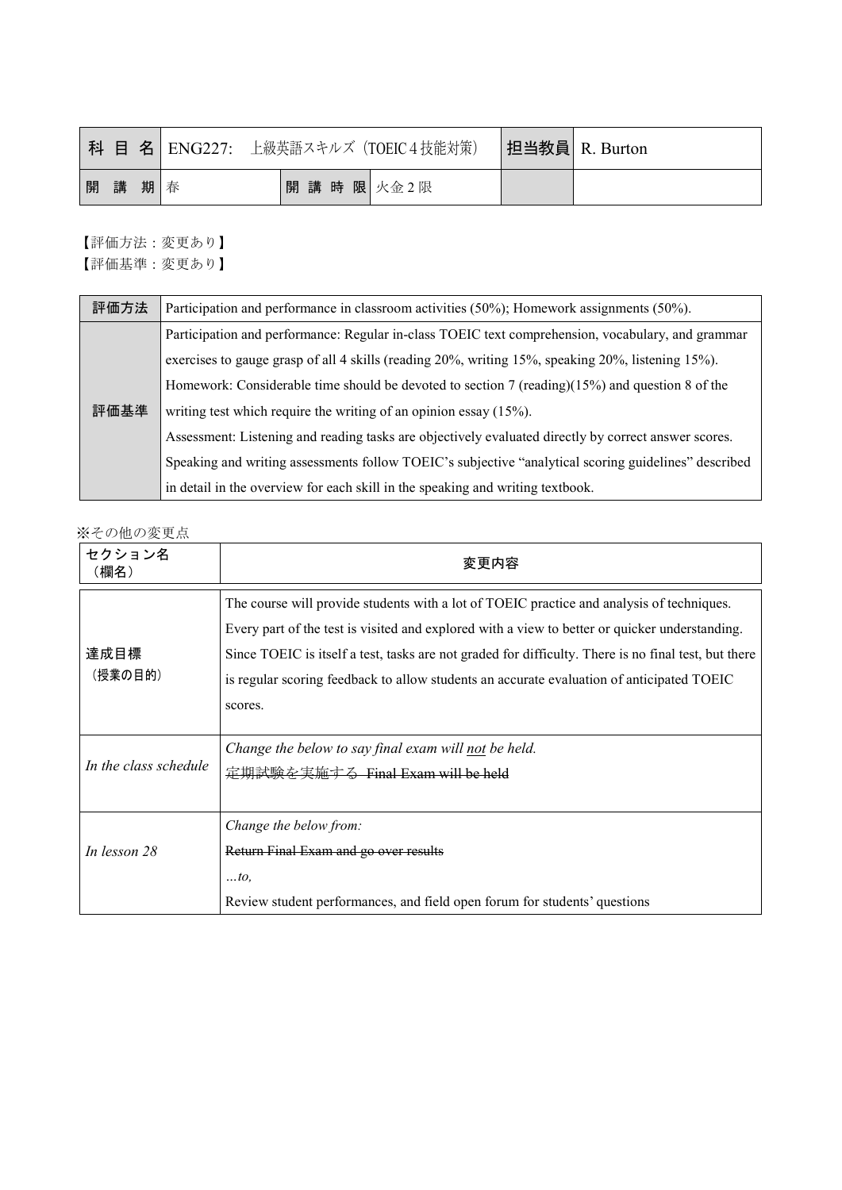| 科 目 名 | ENG227: 上級英語スキルズ（TOEIC４技能対策） | | | 担当教員 | R. Burton |
| --- | --- | --- | --- | --- | --- |
| 開 講 期 | 春 | 開 講 時 限 | 火金２限 | | |

【評価方法：変更あり】
【評価基準：変更あり】

| | |
| --- | --- |
| 評価方法 | Participation and performance in classroom activities (50%); Homework assignments (50%). |
| 評価基準 | Participation and performance: Regular in-class TOEIC text comprehension, vocabulary, and grammar exercises to gauge grasp of all 4 skills (reading 20%, writing 15%, speaking 20%, listening 15%).<br>Homework: Considerable time should be devoted to section 7 (reading)(15%) and question 8 of the writing test which require the writing of an opinion essay (15%).<br>Assessment: Listening and reading tasks are objectively evaluated directly by correct answer scores. Speaking and writing assessments follow TOEIC's subjective "analytical scoring guidelines" described in detail in the overview for each skill in the speaking and writing textbook. |

※その他の変更点

| セクション名（欄名） | 変更内容 |
| --- | --- |
| 達成目標（授業の目的） | The course will provide students with a lot of TOEIC practice and analysis of techniques. Every part of the test is visited and explored with a view to better or quicker understanding. Since TOEIC is itself a test, tasks are not graded for difficulty. There is no final test, but there is regular scoring feedback to allow students an accurate evaluation of anticipated TOEIC scores. |
| *In the class schedule* | *Change the below to say final exam will <u>not</u> be held.*<br>~~定期試験を実施する Final Exam will be held~~ |
| *In lesson 28* | *Change the below from:*<br>~~Return Final Exam and go over results~~<br>*…to,*<br>Review student performances, and field open forum for students' questions |